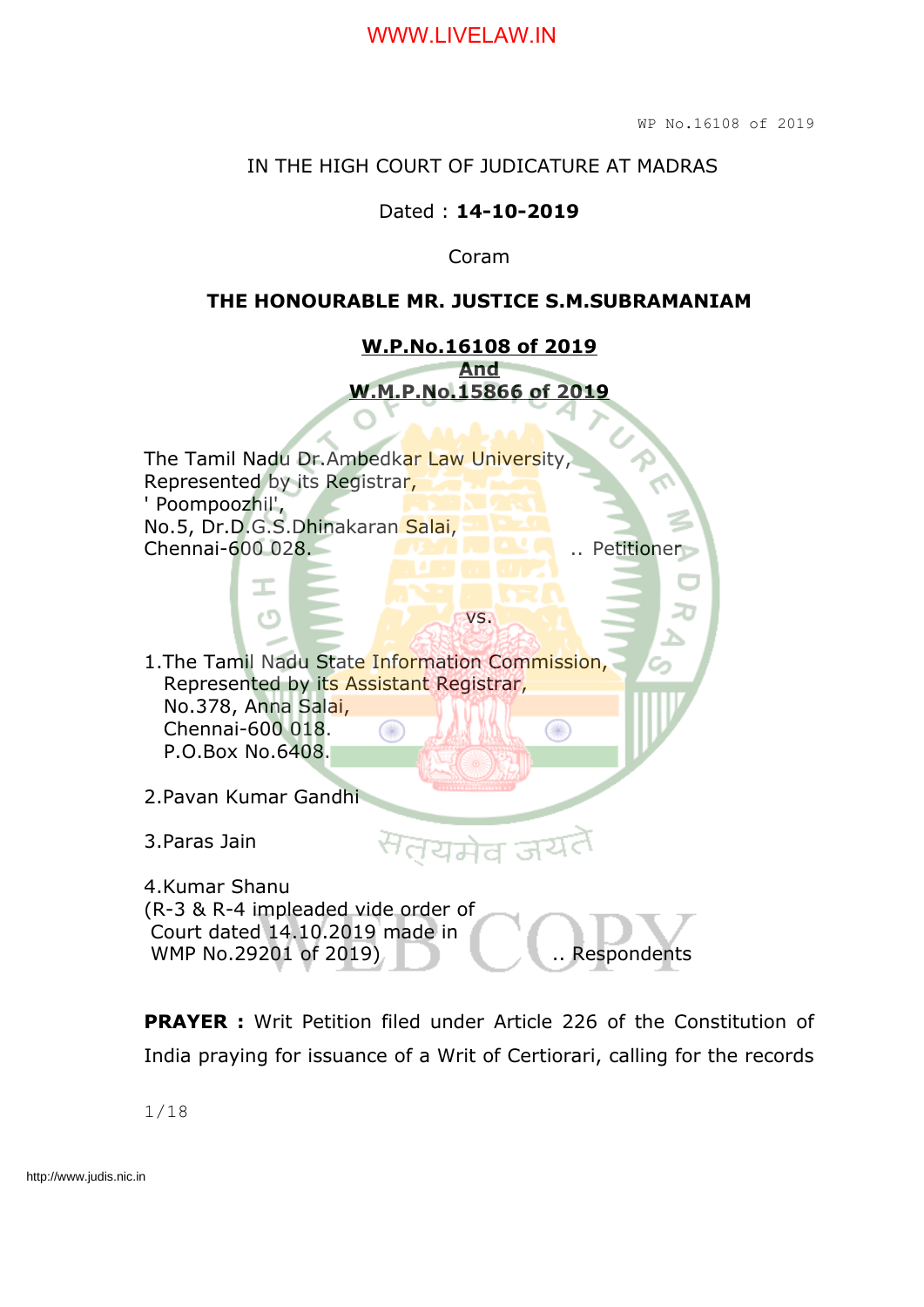IN THE HIGH COURT OF JUDICATURE AT MADRAS

Dated : **14-10-2019**

Coram

**THE HONOURABLE MR. JUSTICE S.M.SUBRAMANIAM**

**W.P.No.16108 of 2019**
**And**
**W.M.P.No.15866 of 2019**

The Tamil Nadu Dr.Ambedkar Law University,
Represented by its Registrar,
' Poompoozhil',
No.5, Dr.D.G.S.Dhinakaran Salai,
Chennai-600 028. .. Petitioner

vs.

1.The Tamil Nadu State Information Commission,
Represented by its Assistant Registrar,
No.378, Anna Salai,
Chennai-600 018.
P.O.Box No.6408.

2.Pavan Kumar Gandhi

3.Paras Jain

4.Kumar Shanu
(R-3 & R-4 impleaded vide order of
Court dated 14.10.2019 made in
WMP No.29201 of 2019) .. Respondents

**PRAYER :** Writ Petition filed under Article 226 of the Constitution of India praying for issuance of a Writ of Certiorari, calling for the records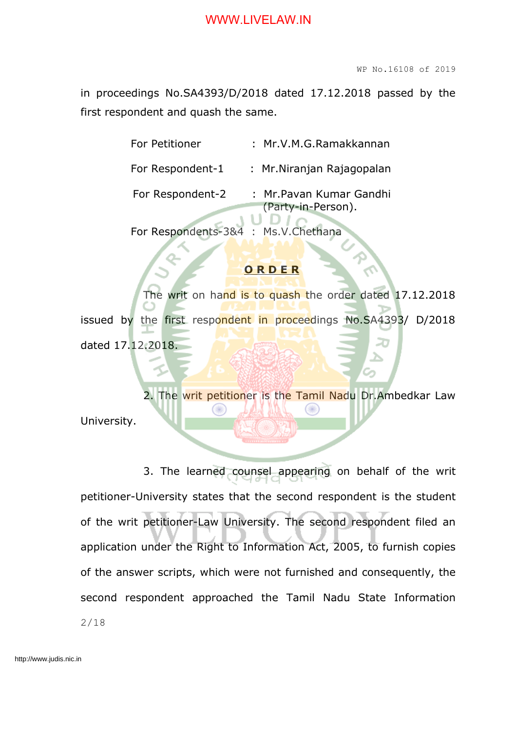in proceedings No.SA4393/D/2018 dated 17.12.2018 passed by the first respondent and quash the same.

| | | |
|---|---|---|
| For Petitioner | : | Mr.V.M.G.Ramakkannan |
| For Respondent-1 | : | Mr.Niranjan Rajagopalan |
| For Respondent-2 | : | Mr.Pavan Kumar Gandhi (Party-in-Person). |
| For Respondents-3&4 | : | Ms.V.Chethana |

**ORDER**

The writ on hand is to quash the order dated 17.12.2018 issued by the first respondent in proceedings No.SA4393/ D/2018 dated 17.12.2018.

2. The writ petitioner is the Tamil Nadu Dr.Ambedkar Law University.

3. The learned counsel appearing on behalf of the writ petitioner-University states that the second respondent is the student of the writ petitioner-Law University. The second respondent filed an application under the Right to Information Act, 2005, to furnish copies of the answer scripts, which were not furnished and consequently, the second respondent approached the Tamil Nadu State Information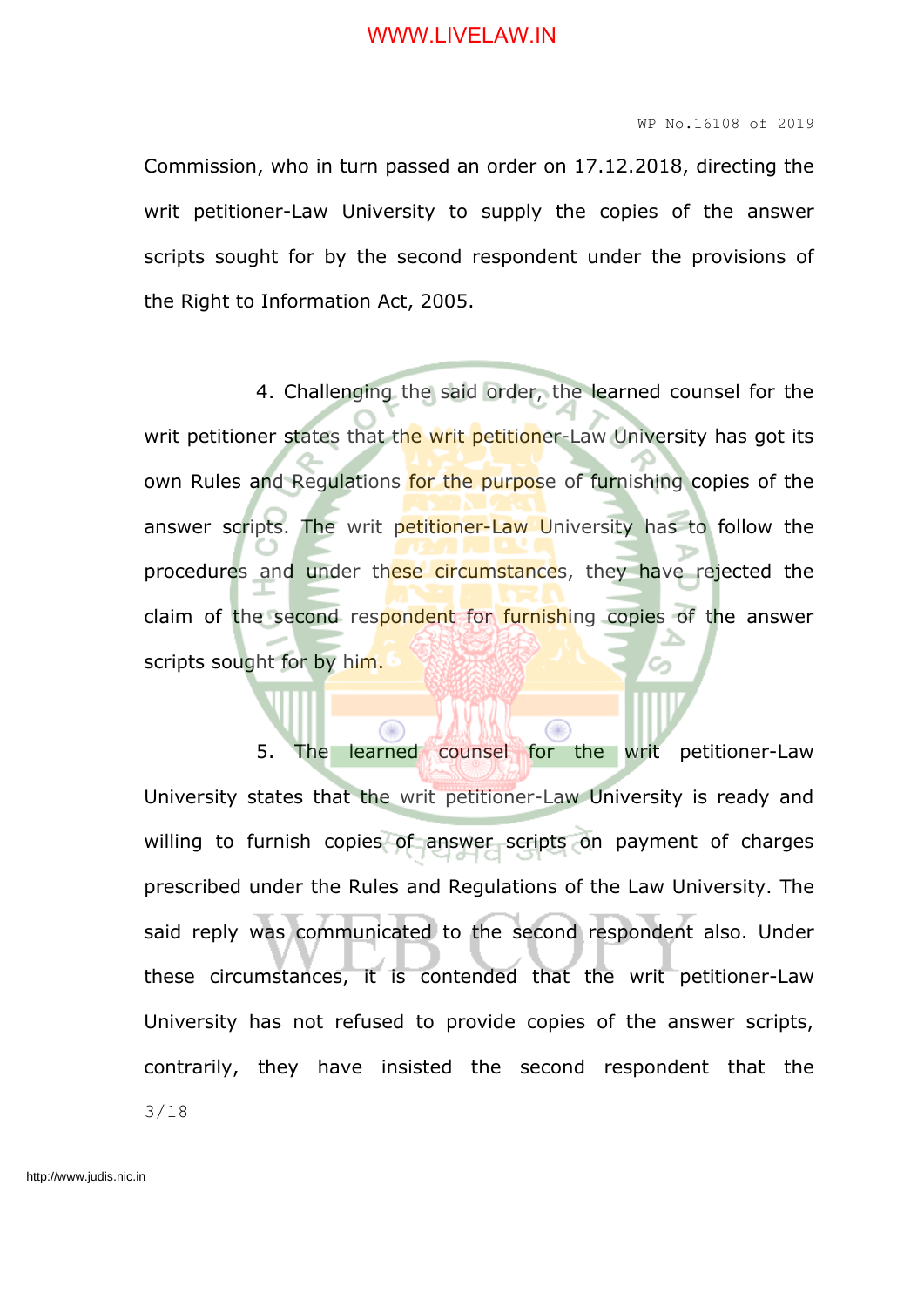Commission, who in turn passed an order on 17.12.2018, directing the writ petitioner-Law University to supply the copies of the answer scripts sought for by the second respondent under the provisions of the Right to Information Act, 2005.

4. Challenging the said order, the learned counsel for the writ petitioner states that the writ petitioner-Law University has got its own Rules and Regulations for the purpose of furnishing copies of the answer scripts. The writ petitioner-Law University has to follow the procedures and under these circumstances, they have rejected the claim of the second respondent for furnishing copies of the answer scripts sought for by him.

5. The learned counsel for the writ petitioner-Law University states that the writ petitioner-Law University is ready and willing to furnish copies of answer scripts on payment of charges prescribed under the Rules and Regulations of the Law University. The said reply was communicated to the second respondent also. Under these circumstances, it is contended that the writ petitioner-Law University has not refused to provide copies of the answer scripts, contrarily, they have insisted the second respondent that the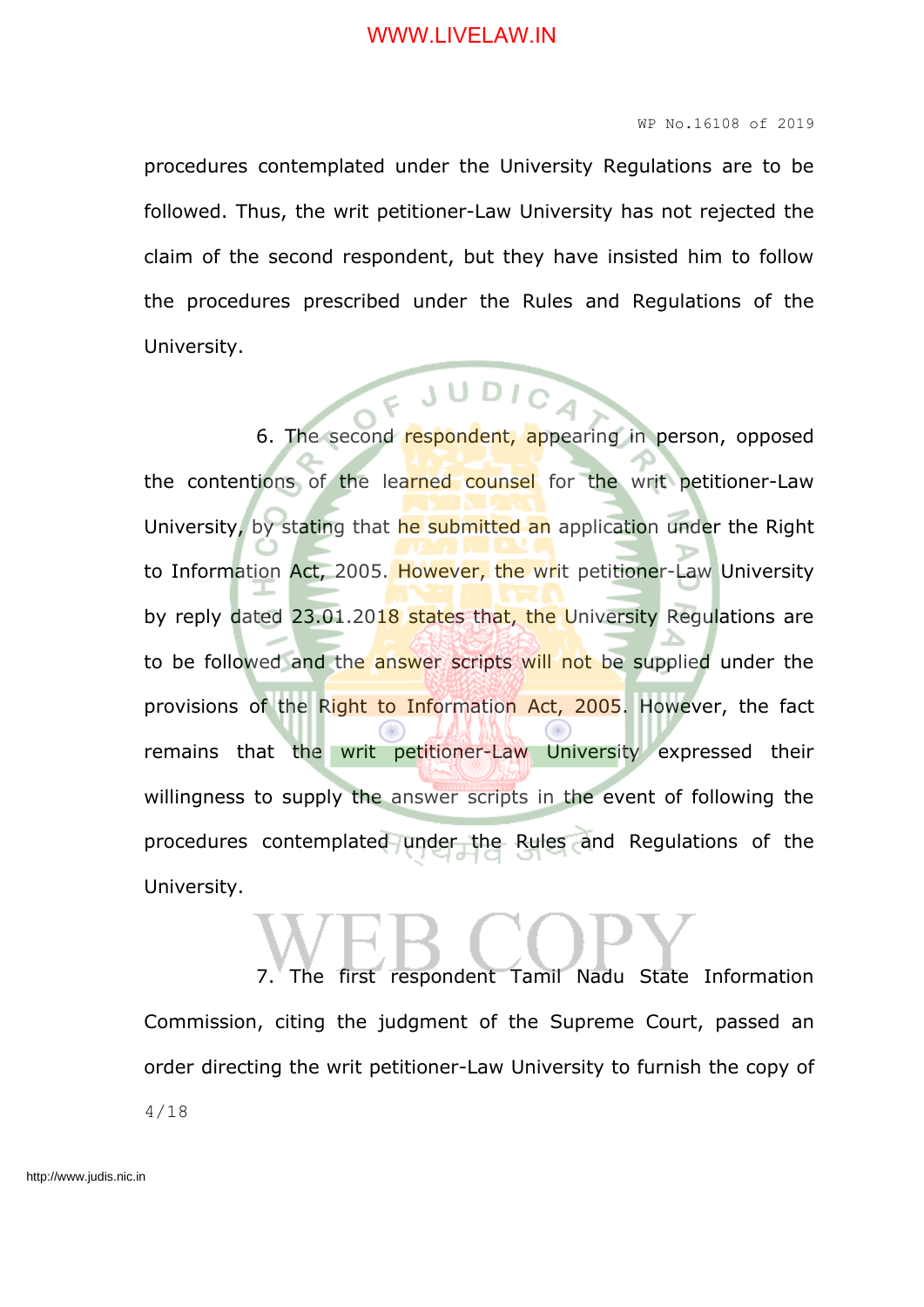procedures contemplated under the University Regulations are to be followed. Thus, the writ petitioner-Law University has not rejected the claim of the second respondent, but they have insisted him to follow the procedures prescribed under the Rules and Regulations of the University.

6. The second respondent, appearing in person, opposed the contentions of the learned counsel for the writ petitioner-Law University, by stating that he submitted an application under the Right to Information Act, 2005. However, the writ petitioner-Law University by reply dated 23.01.2018 states that, the University Regulations are to be followed and the answer scripts will not be supplied under the provisions of the Right to Information Act, 2005. However, the fact remains that the writ petitioner-Law University expressed their willingness to supply the answer scripts in the event of following the procedures contemplated under the Rules and Regulations of the University.

7. The first respondent Tamil Nadu State Information Commission, citing the judgment of the Supreme Court, passed an order directing the writ petitioner-Law University to furnish the copy of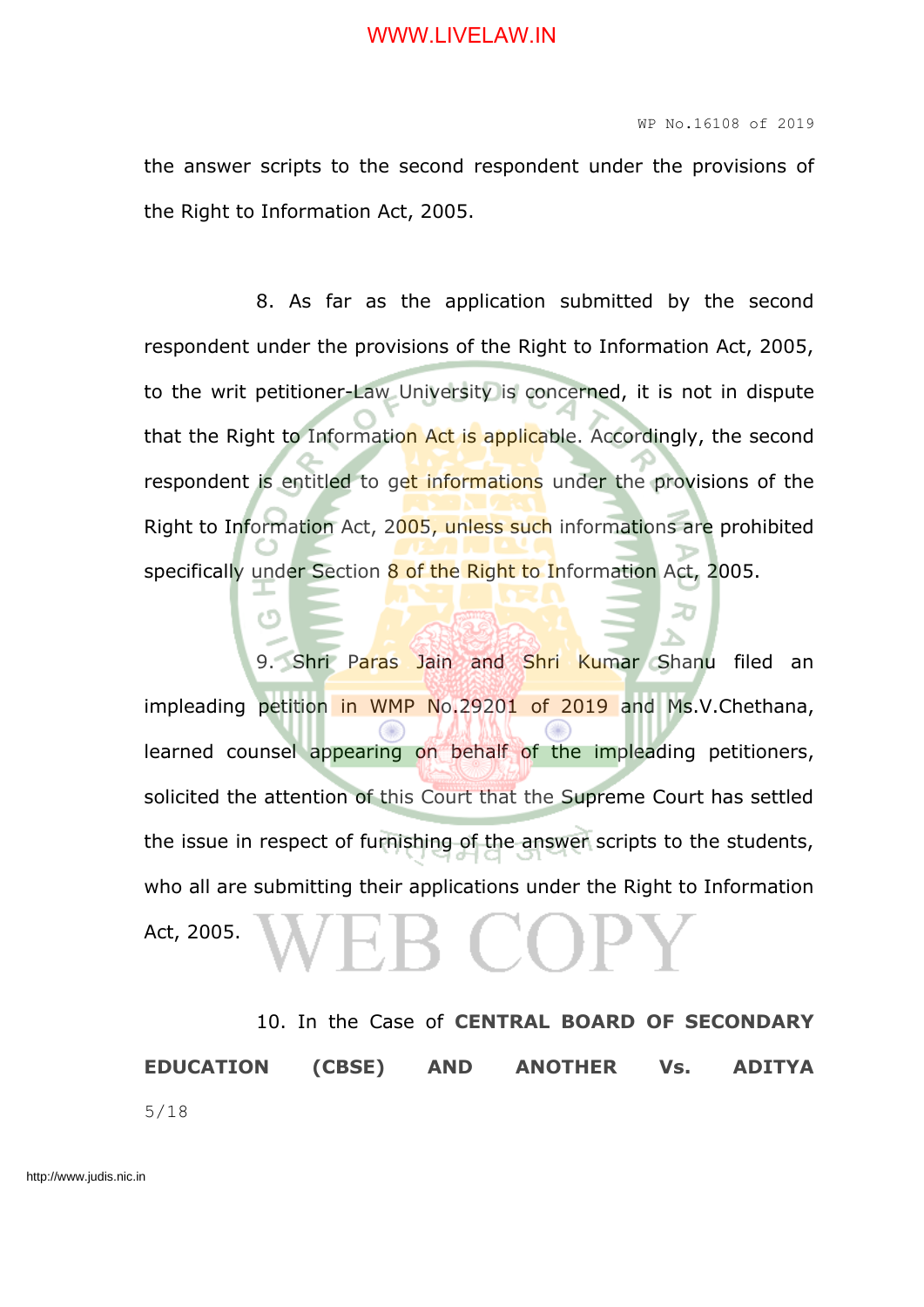the answer scripts to the second respondent under the provisions of the Right to Information Act, 2005.

8. As far as the application submitted by the second respondent under the provisions of the Right to Information Act, 2005, to the writ petitioner-Law University is concerned, it is not in dispute that the Right to Information Act is applicable. Accordingly, the second respondent is entitled to get informations under the provisions of the Right to Information Act, 2005, unless such informations are prohibited specifically under Section 8 of the Right to Information Act, 2005.

9. Shri Paras Jain and Shri Kumar Shanu filed an impleading petition in WMP No.29201 of 2019 and Ms.V.Chethana, learned counsel appearing on behalf of the impleading petitioners, solicited the attention of this Court that the Supreme Court has settled the issue in respect of furnishing of the answer scripts to the students, who all are submitting their applications under the Right to Information Act, 2005.

10. In the Case of **CENTRAL BOARD OF SECONDARY EDUCATION (CBSE) AND ANOTHER Vs. ADITYA**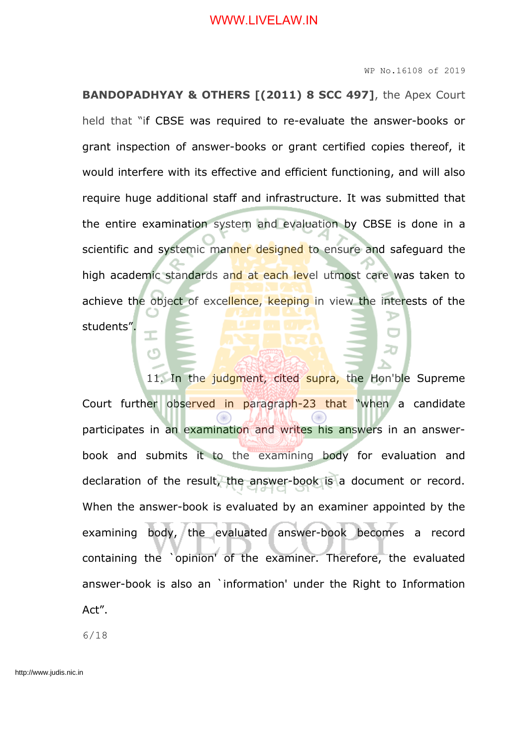**BANDOPADHYAY & OTHERS [(2011) 8 SCC 497]**, the Apex Court held that "if CBSE was required to re-evaluate the answer-books or grant inspection of answer-books or grant certified copies thereof, it would interfere with its effective and efficient functioning, and will also require huge additional staff and infrastructure. It was submitted that the entire examination system and evaluation by CBSE is done in a scientific and systemic manner designed to ensure and safeguard the high academic standards and at each level utmost care was taken to achieve the object of excellence, keeping in view the interests of the students".

11. In the judgment, cited supra, the Hon'ble Supreme Court further observed in paragraph-23 that "when a candidate participates in an examination and writes his answers in an answer-book and submits it to the examining body for evaluation and declaration of the result, the answer-book is a document or record. When the answer-book is evaluated by an examiner appointed by the examining body, the evaluated answer-book becomes a record containing the `opinion' of the examiner. Therefore, the evaluated answer-book is also an `information' under the Right to Information Act".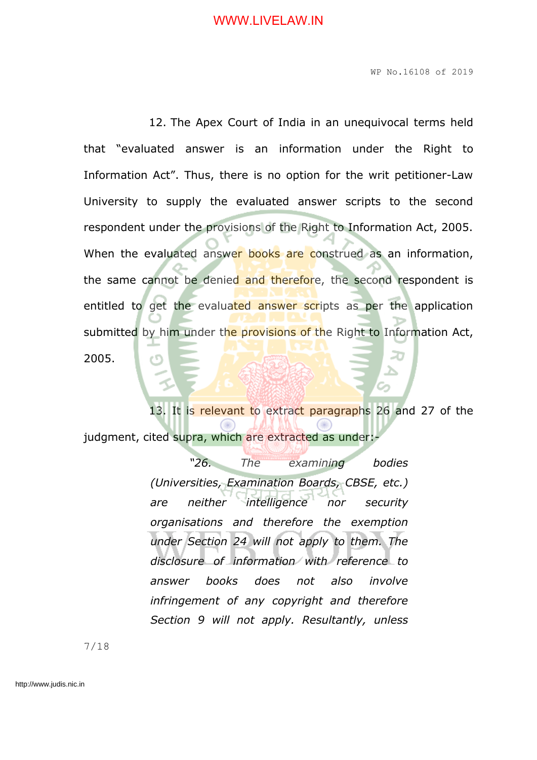12. The Apex Court of India in an unequivocal terms held that "evaluated answer is an information under the Right to Information Act". Thus, there is no option for the writ petitioner-Law University to supply the evaluated answer scripts to the second respondent under the provisions of the Right to Information Act, 2005. When the evaluated answer books are construed as an information, the same cannot be denied and therefore, the second respondent is entitled to get the evaluated answer scripts as per the application submitted by him under the provisions of the Right to Information Act, 2005.

13. It is relevant to extract paragraphs 26 and 27 of the judgment, cited supra, which are extracted as under:-

> *"26. The examining bodies (Universities, Examination Boards, CBSE, etc.) are neither intelligence nor security organisations and therefore the exemption under Section 24 will not apply to them. The disclosure of information with reference to answer books does not also involve infringement of any copyright and therefore Section 9 will not apply. Resultantly, unless*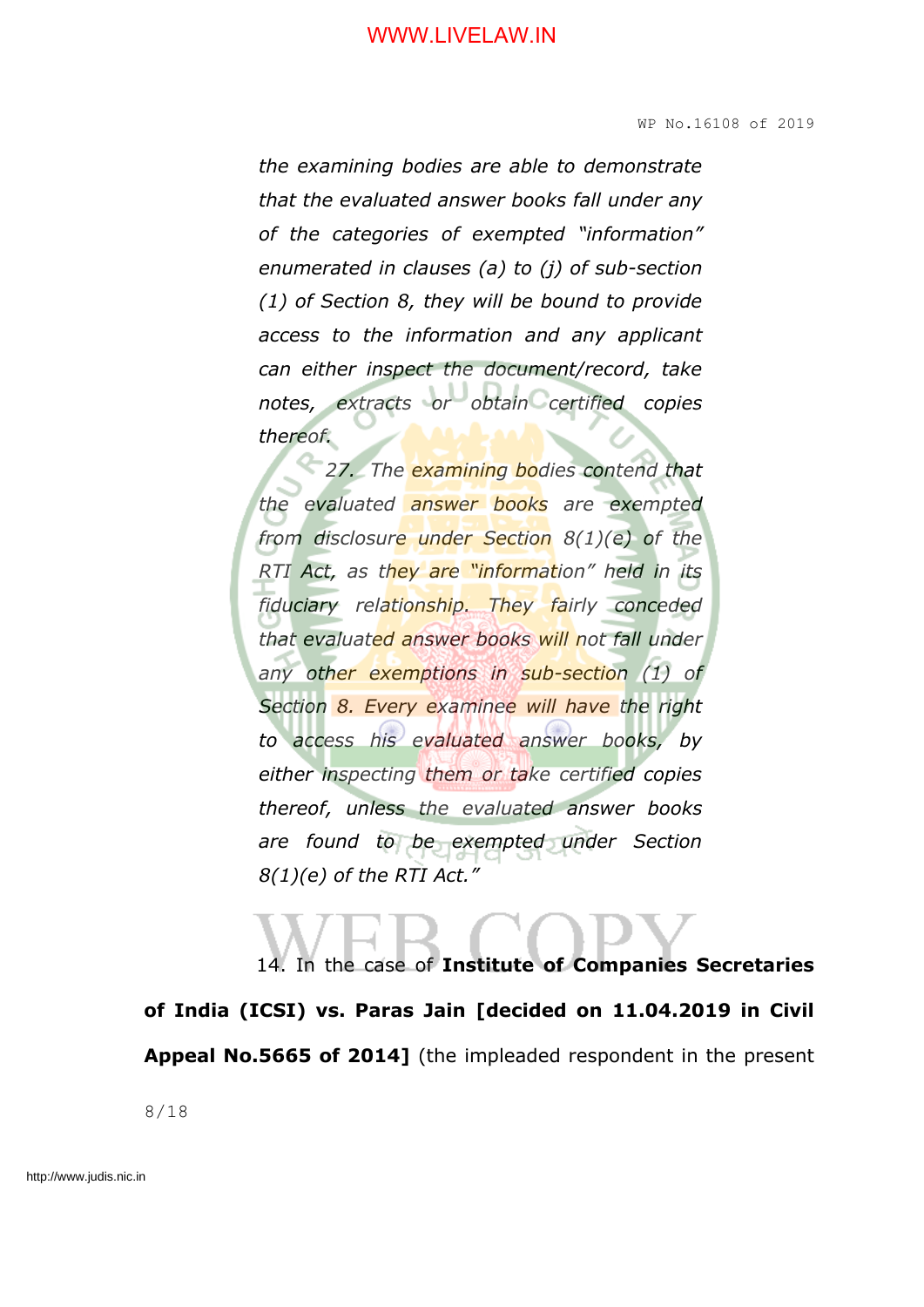*the examining bodies are able to demonstrate that the evaluated answer books fall under any of the categories of exempted "information" enumerated in clauses (a) to (j) of sub-section (1) of Section 8, they will be bound to provide access to the information and any applicant can either inspect the document/record, take notes, extracts or obtain certified copies thereof.*

*27. The examining bodies contend that the evaluated answer books are exempted from disclosure under Section 8(1)(e) of the RTI Act, as they are "information" held in its fiduciary relationship. They fairly conceded that evaluated answer books will not fall under any other exemptions in sub-section (1) of Section 8. Every examinee will have the right to access his evaluated answer books, by either inspecting them or take certified copies thereof, unless the evaluated answer books are found to be exempted under Section 8(1)(e) of the RTI Act."*

14. In the case of **Institute of Companies Secretaries of India (ICSI) vs. Paras Jain [decided on 11.04.2019 in Civil Appeal No.5665 of 2014]** (the impleaded respondent in the present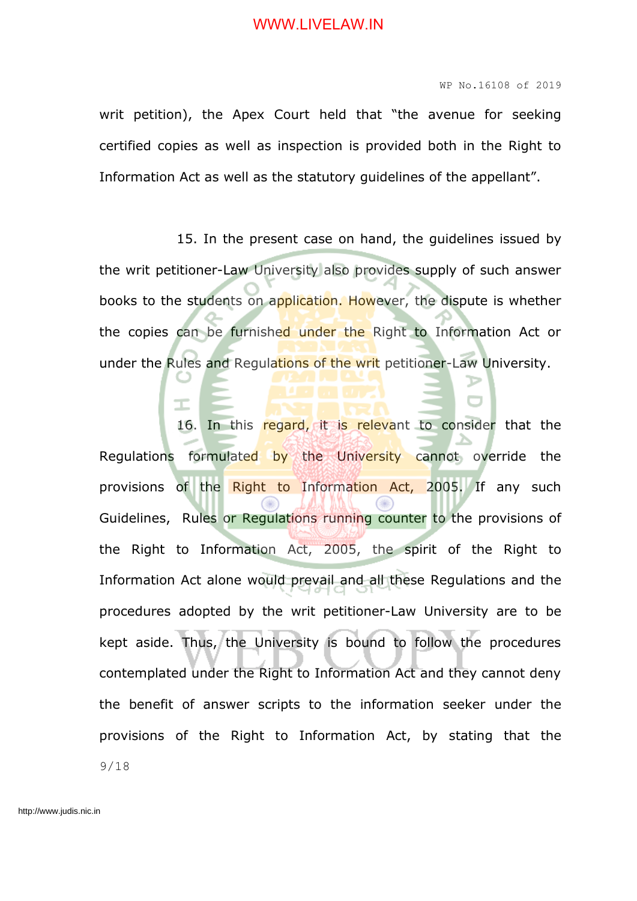writ petition), the Apex Court held that "the avenue for seeking certified copies as well as inspection is provided both in the Right to Information Act as well as the statutory guidelines of the appellant".

15. In the present case on hand, the guidelines issued by the writ petitioner-Law University also provides supply of such answer books to the students on application. However, the dispute is whether the copies can be furnished under the Right to Information Act or under the Rules and Regulations of the writ petitioner-Law University.

16. In this regard, it is relevant to consider that the Regulations formulated by the University cannot override the provisions of the Right to Information Act, 2005. If any such Guidelines, Rules or Regulations running counter to the provisions of the Right to Information Act, 2005, the spirit of the Right to Information Act alone would prevail and all these Regulations and the procedures adopted by the writ petitioner-Law University are to be kept aside. Thus, the University is bound to follow the procedures contemplated under the Right to Information Act and they cannot deny the benefit of answer scripts to the information seeker under the provisions of the Right to Information Act, by stating that the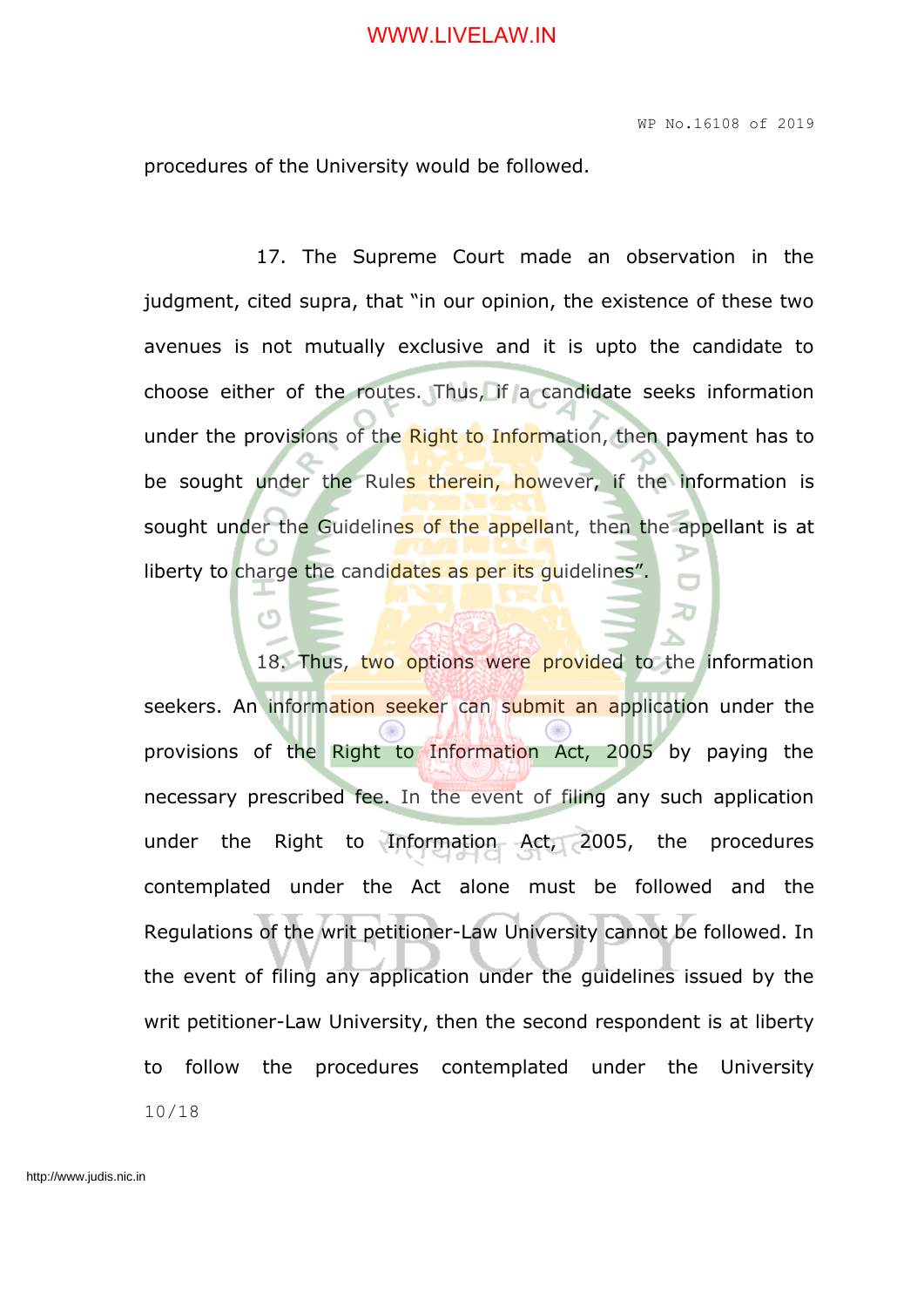procedures of the University would be followed.

17. The Supreme Court made an observation in the judgment, cited supra, that "in our opinion, the existence of these two avenues is not mutually exclusive and it is upto the candidate to choose either of the routes. Thus, if a candidate seeks information under the provisions of the Right to Information, then payment has to be sought under the Rules therein, however, if the information is sought under the Guidelines of the appellant, then the appellant is at liberty to charge the candidates as per its guidelines".

18. Thus, two options were provided to the information seekers. An information seeker can submit an application under the provisions of the Right to Information Act, 2005 by paying the necessary prescribed fee. In the event of filing any such application under the Right to Information Act, 2005, the procedures contemplated under the Act alone must be followed and the Regulations of the writ petitioner-Law University cannot be followed. In the event of filing any application under the guidelines issued by the writ petitioner-Law University, then the second respondent is at liberty to follow the procedures contemplated under the University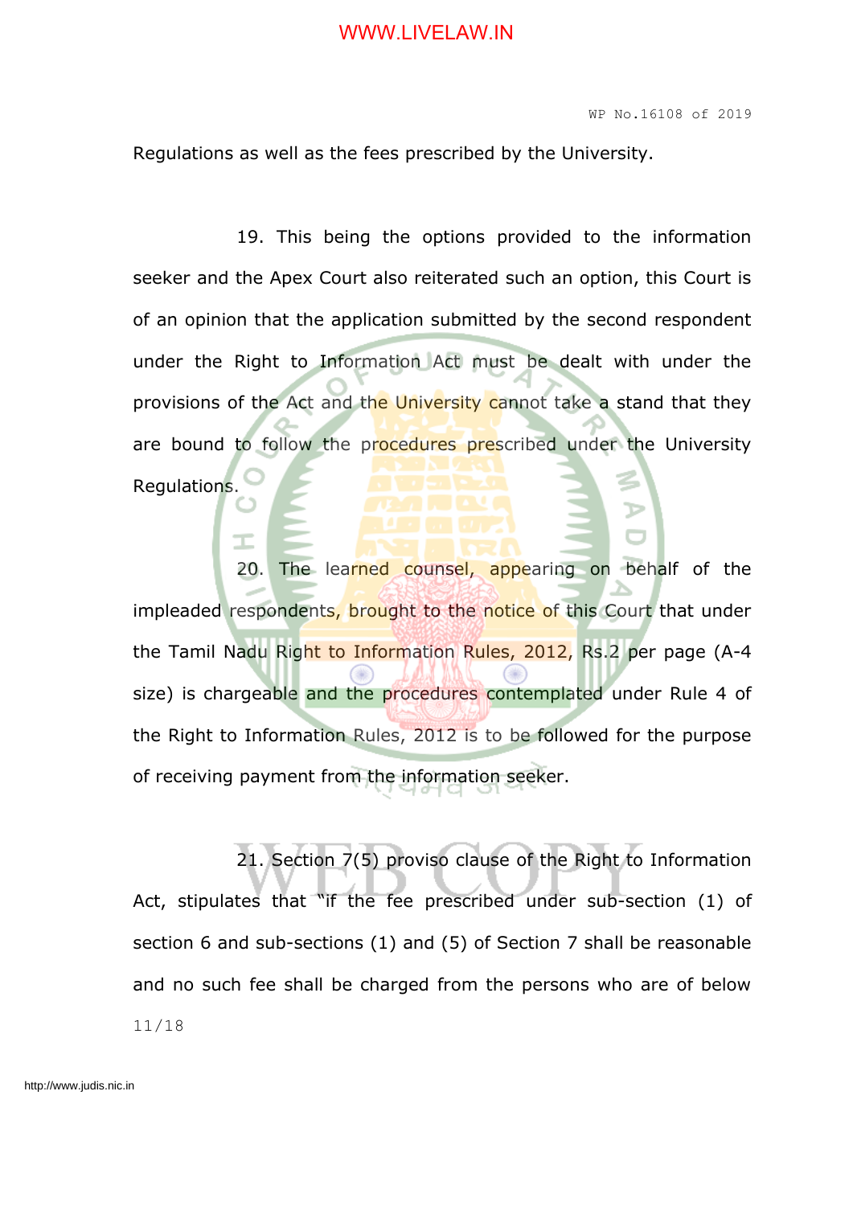Regulations as well as the fees prescribed by the University.

19. This being the options provided to the information seeker and the Apex Court also reiterated such an option, this Court is of an opinion that the application submitted by the second respondent under the Right to Information Act must be dealt with under the provisions of the Act and the University cannot take a stand that they are bound to follow the procedures prescribed under the University Regulations.

20. The learned counsel, appearing on behalf of the impleaded respondents, brought to the notice of this Court that under the Tamil Nadu Right to Information Rules, 2012, Rs.2 per page (A-4 size) is chargeable and the procedures contemplated under Rule 4 of the Right to Information Rules, 2012 is to be followed for the purpose of receiving payment from the information seeker.

21. Section 7(5) proviso clause of the Right to Information Act, stipulates that "if the fee prescribed under sub-section (1) of section 6 and sub-sections (1) and (5) of Section 7 shall be reasonable and no such fee shall be charged from the persons who are of below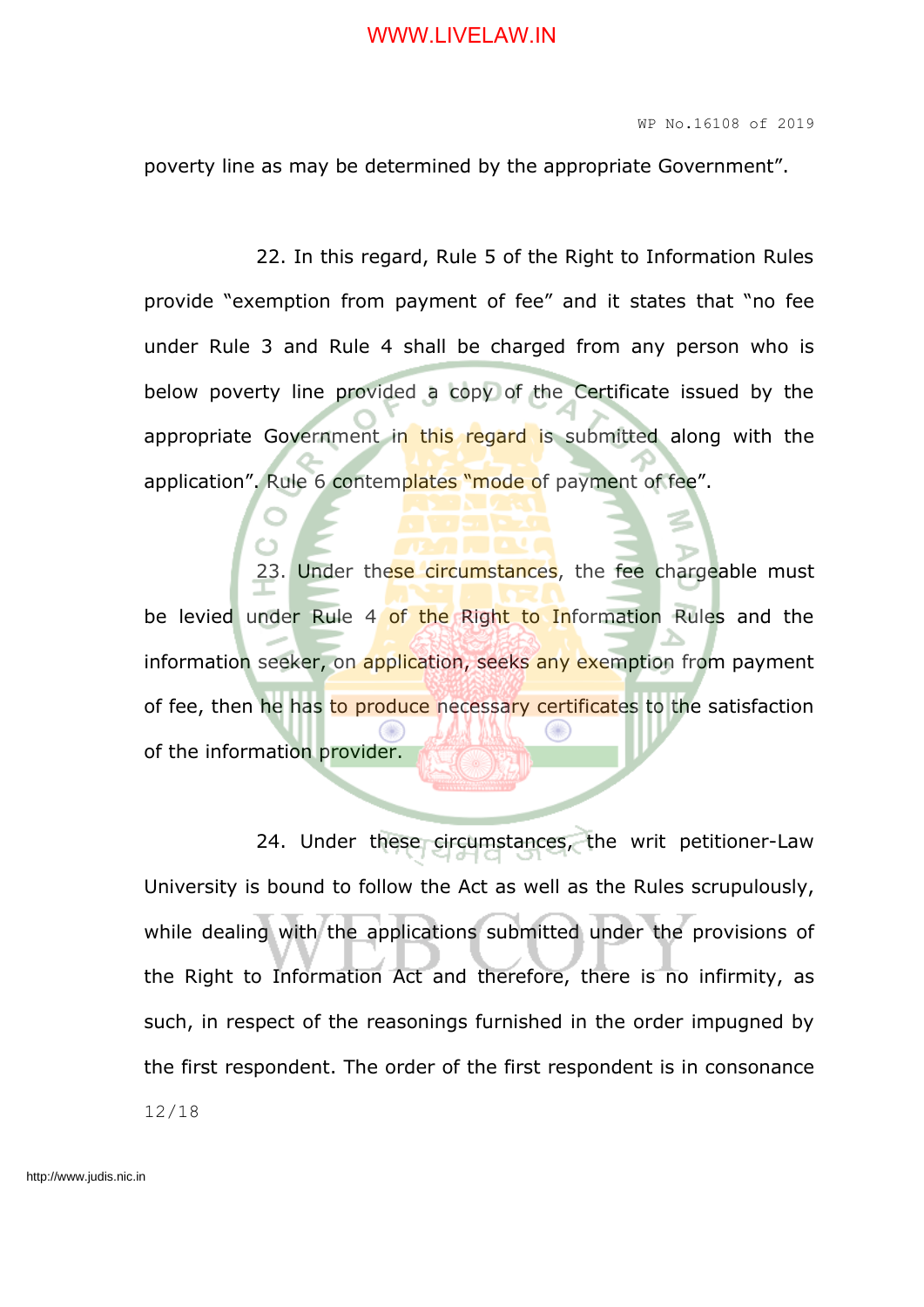poverty line as may be determined by the appropriate Government".

22. In this regard, Rule 5 of the Right to Information Rules provide "exemption from payment of fee" and it states that "no fee under Rule 3 and Rule 4 shall be charged from any person who is below poverty line provided a copy of the Certificate issued by the appropriate Government in this regard is submitted along with the application". Rule 6 contemplates "mode of payment of fee".

23. Under these circumstances, the fee chargeable must be levied under Rule 4 of the Right to Information Rules and the information seeker, on application, seeks any exemption from payment of fee, then he has to produce necessary certificates to the satisfaction of the information provider.

24. Under these circumstances, the writ petitioner-Law University is bound to follow the Act as well as the Rules scrupulously, while dealing with the applications submitted under the provisions of the Right to Information Act and therefore, there is no infirmity, as such, in respect of the reasonings furnished in the order impugned by the first respondent. The order of the first respondent is in consonance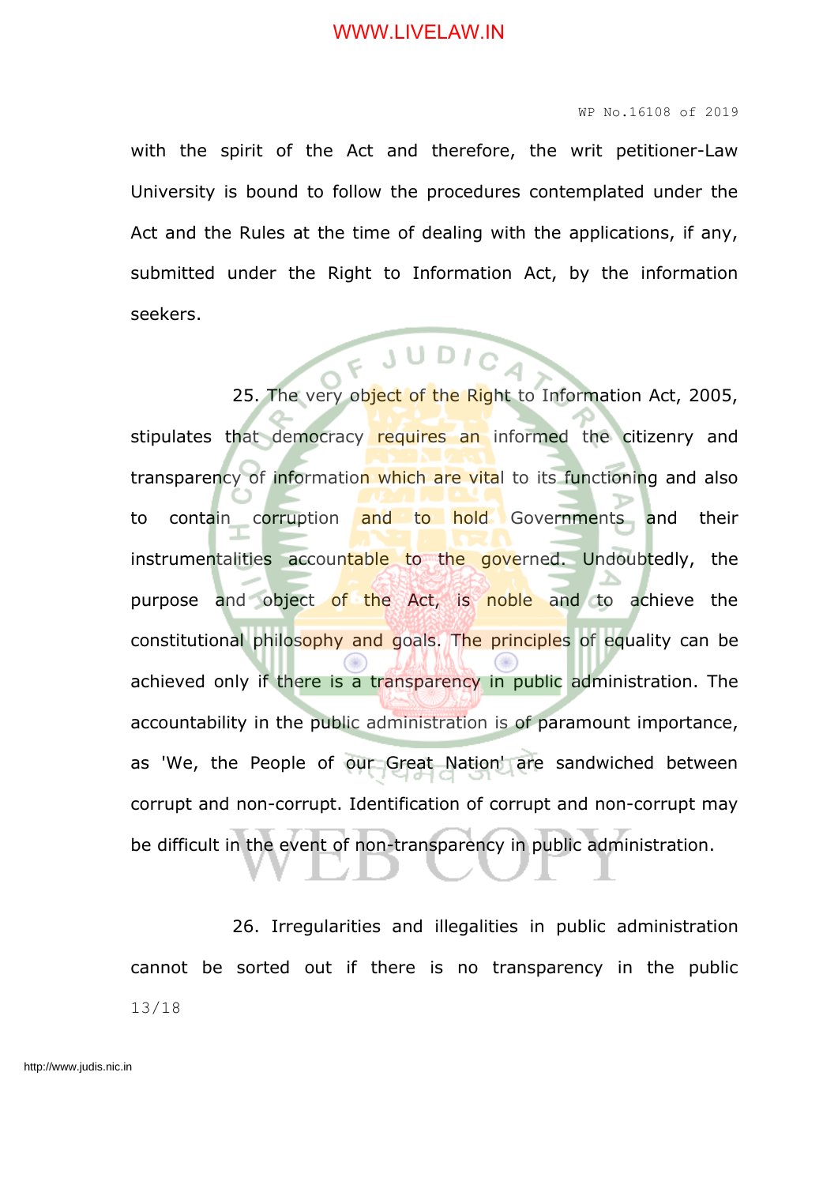with the spirit of the Act and therefore, the writ petitioner-Law University is bound to follow the procedures contemplated under the Act and the Rules at the time of dealing with the applications, if any, submitted under the Right to Information Act, by the information seekers.

25. The very object of the Right to Information Act, 2005, stipulates that democracy requires an informed the citizenry and transparency of information which are vital to its functioning and also to contain corruption and to hold Governments and their instrumentalities accountable to the governed. Undoubtedly, the purpose and object of the Act, is noble and to achieve the constitutional philosophy and goals. The principles of equality can be achieved only if there is a transparency in public administration. The accountability in the public administration is of paramount importance, as 'We, the People of our Great Nation' are sandwiched between corrupt and non-corrupt. Identification of corrupt and non-corrupt may be difficult in the event of non-transparency in public administration.

26. Irregularities and illegalities in public administration cannot be sorted out if there is no transparency in the public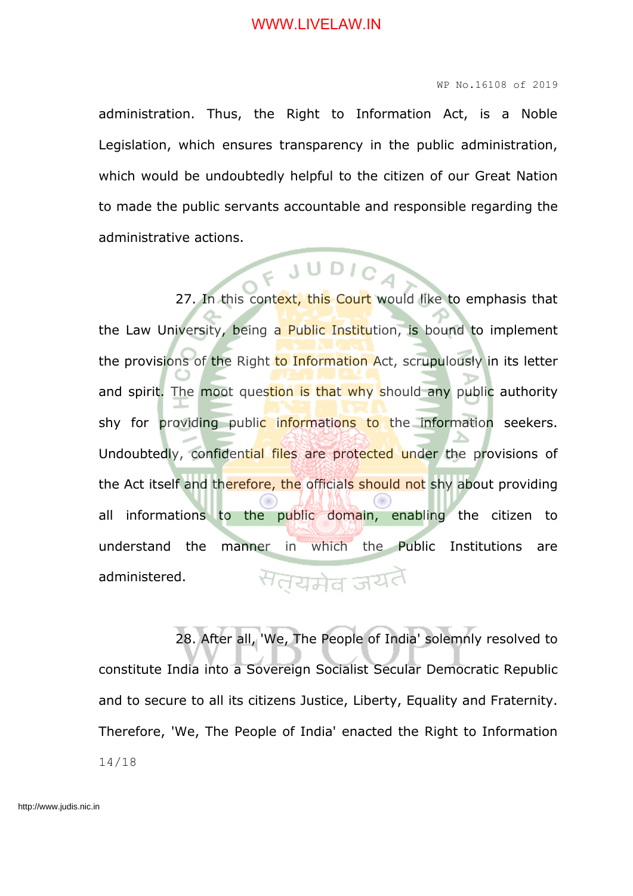administration. Thus, the Right to Information Act, is a Noble Legislation, which ensures transparency in the public administration, which would be undoubtedly helpful to the citizen of our Great Nation to made the public servants accountable and responsible regarding the administrative actions.

27. In this context, this Court would like to emphasis that the Law University, being a Public Institution, is bound to implement the provisions of the Right to Information Act, scrupulously in its letter and spirit. The moot question is that why should any public authority shy for providing public informations to the information seekers. Undoubtedly, confidential files are protected under the provisions of the Act itself and therefore, the officials should not shy about providing all informations to the public domain, enabling the citizen to understand the manner in which the Public Institutions are administered.

28. After all, 'We, The People of India' solemnly resolved to constitute India into a Sovereign Socialist Secular Democratic Republic and to secure to all its citizens Justice, Liberty, Equality and Fraternity. Therefore, 'We, The People of India' enacted the Right to Information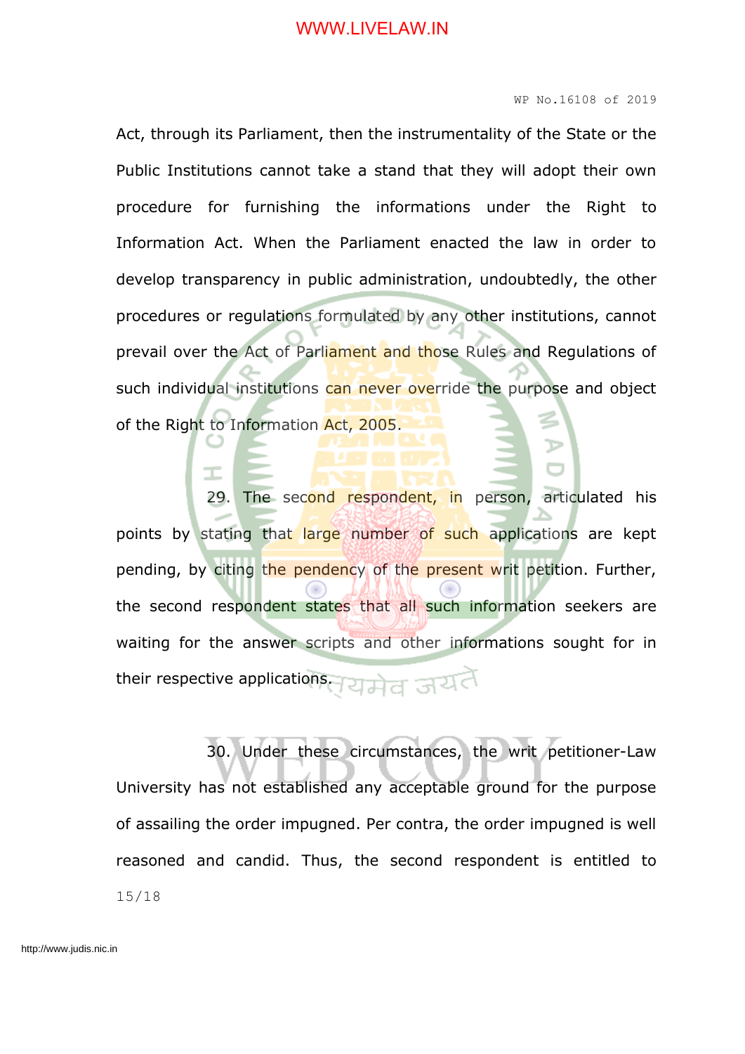Act, through its Parliament, then the instrumentality of the State or the Public Institutions cannot take a stand that they will adopt their own procedure for furnishing the informations under the Right to Information Act. When the Parliament enacted the law in order to develop transparency in public administration, undoubtedly, the other procedures or regulations formulated by any other institutions, cannot prevail over the Act of Parliament and those Rules and Regulations of such individual institutions can never override the purpose and object of the Right to Information Act, 2005.

29. The second respondent, in person, articulated his points by stating that large number of such applications are kept pending, by citing the pendency of the present writ petition. Further, the second respondent states that all such information seekers are waiting for the answer scripts and other informations sought for in their respective applications.

30. Under these circumstances, the writ petitioner-Law University has not established any acceptable ground for the purpose of assailing the order impugned. Per contra, the order impugned is well reasoned and candid. Thus, the second respondent is entitled to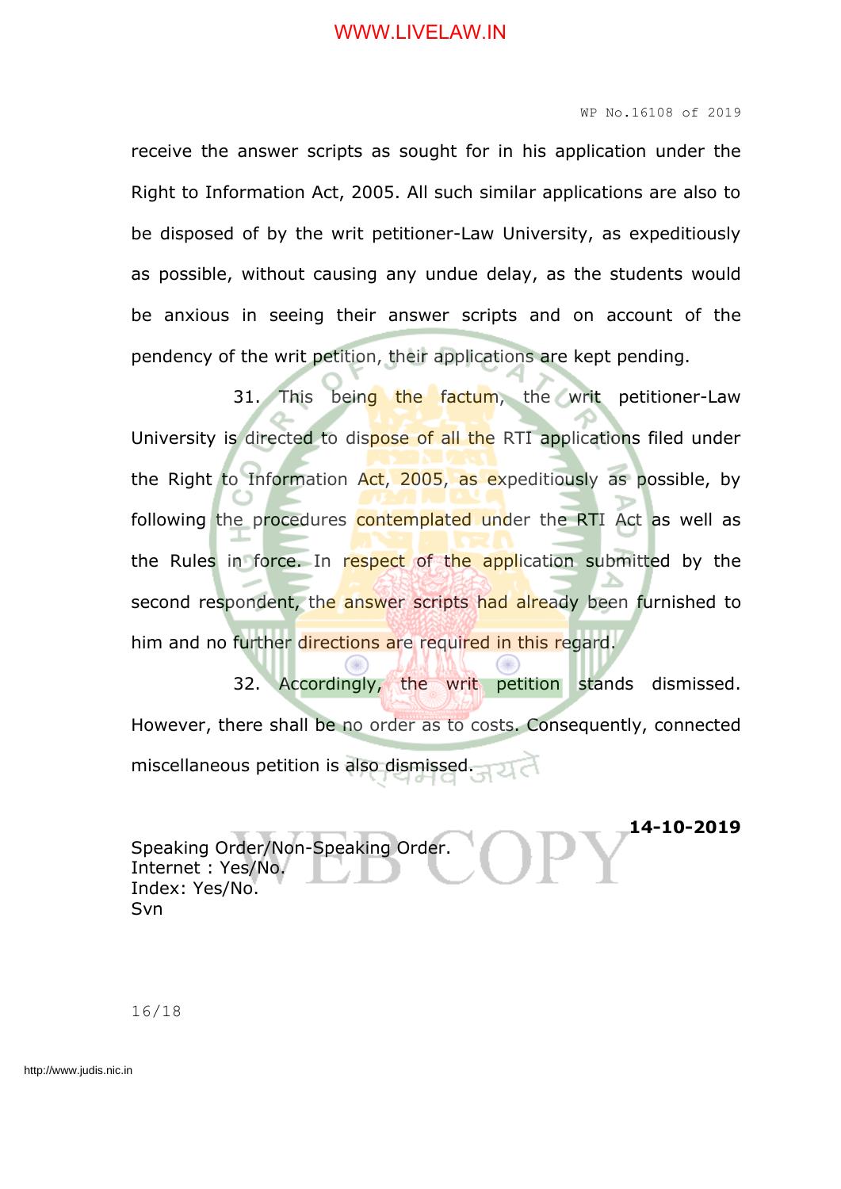receive the answer scripts as sought for in his application under the Right to Information Act, 2005. All such similar applications are also to be disposed of by the writ petitioner-Law University, as expeditiously as possible, without causing any undue delay, as the students would be anxious in seeing their answer scripts and on account of the pendency of the writ petition, their applications are kept pending.

31. This being the factum, the writ petitioner-Law University is directed to dispose of all the RTI applications filed under the Right to Information Act, 2005, as expeditiously as possible, by following the procedures contemplated under the RTI Act as well as the Rules in force. In respect of the application submitted by the second respondent, the answer scripts had already been furnished to him and no further directions are required in this regard.

32. Accordingly, the writ petition stands dismissed. However, there shall be no order as to costs. Consequently, connected miscellaneous petition is also dismissed.

**14-10-2019**

Speaking Order/Non-Speaking Order.
Internet : Yes/No.
Index: Yes/No.
Svn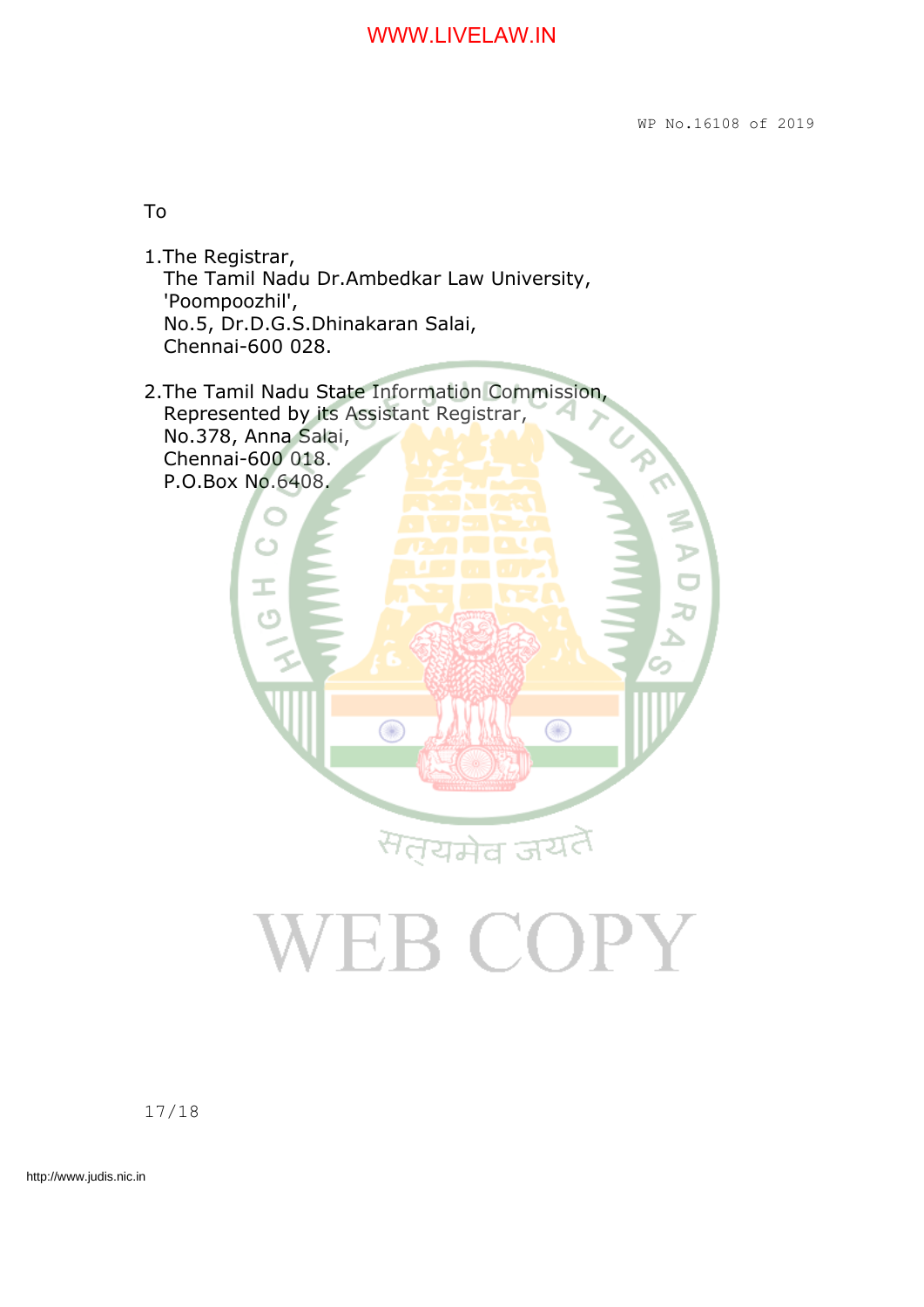To

1.The Registrar,
   The Tamil Nadu Dr.Ambedkar Law University,
   'Poompoozhil',
   No.5, Dr.D.G.S.Dhinakaran Salai,
   Chennai-600 028.

2.The Tamil Nadu State Information Commission,
   Represented by its Assistant Registrar,
   No.378, Anna Salai,
   Chennai-600 018.
   P.O.Box No.6408.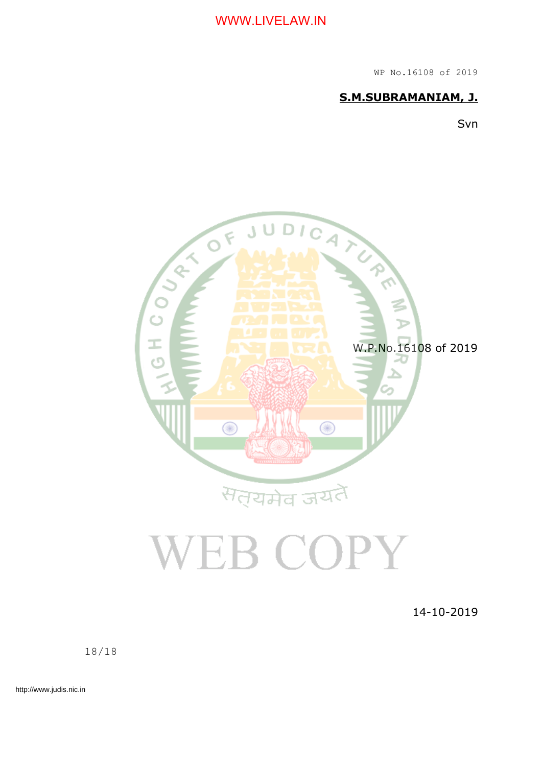**S.M.SUBRAMANIAM, J.**

Svn

W.P.No.16108 of 2019

14-10-2019